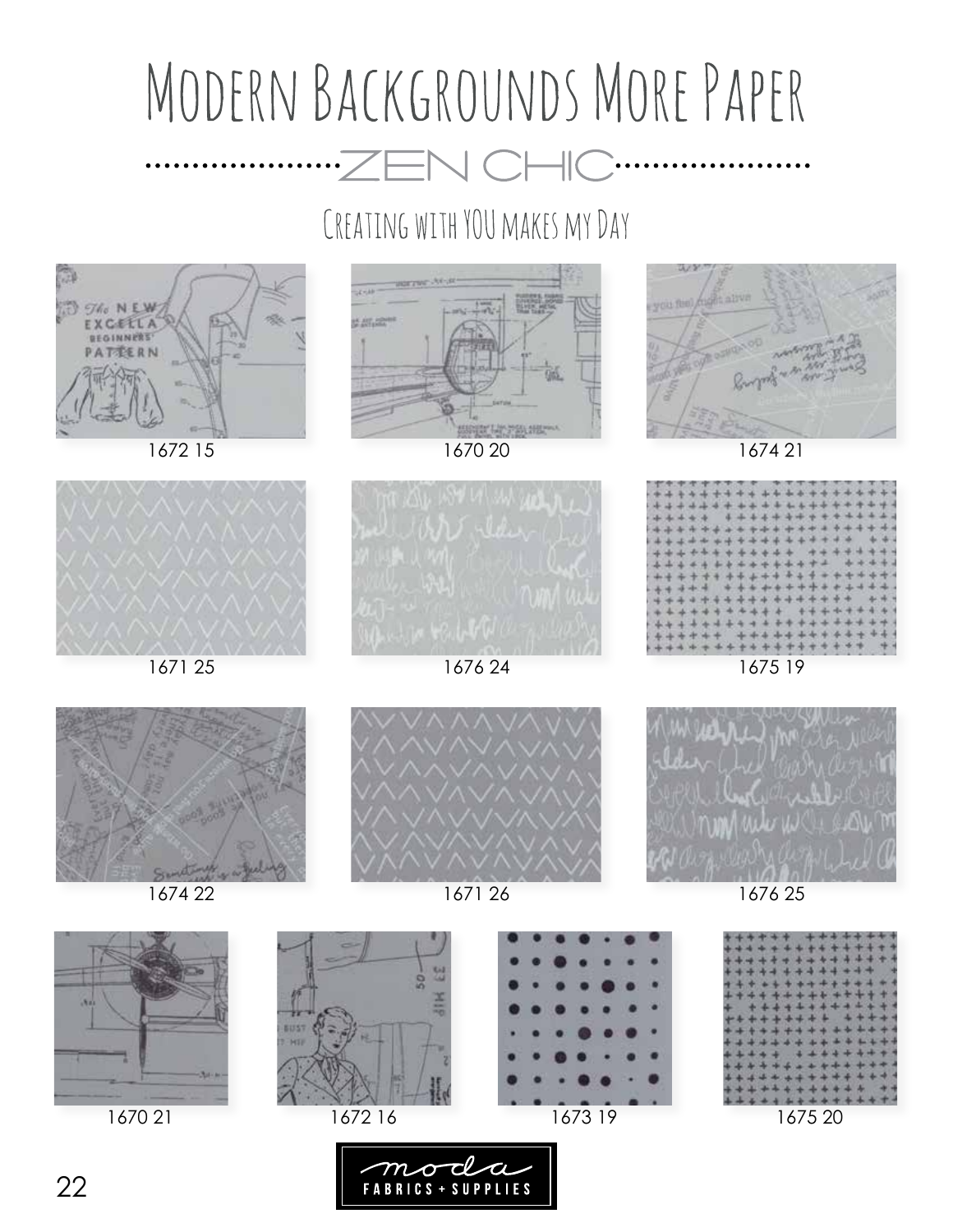# Modern Backgrounds More Paper

## ZEN CHIC

### Creating with YOU makes my Day

1672 15

1670 20

1674 21

1671 25

1676 24

1675 19

1674 22

1671 26

1676 25

1670 21

1672 16

1673 19

1675 20

moda FABRICS + SUPPLIES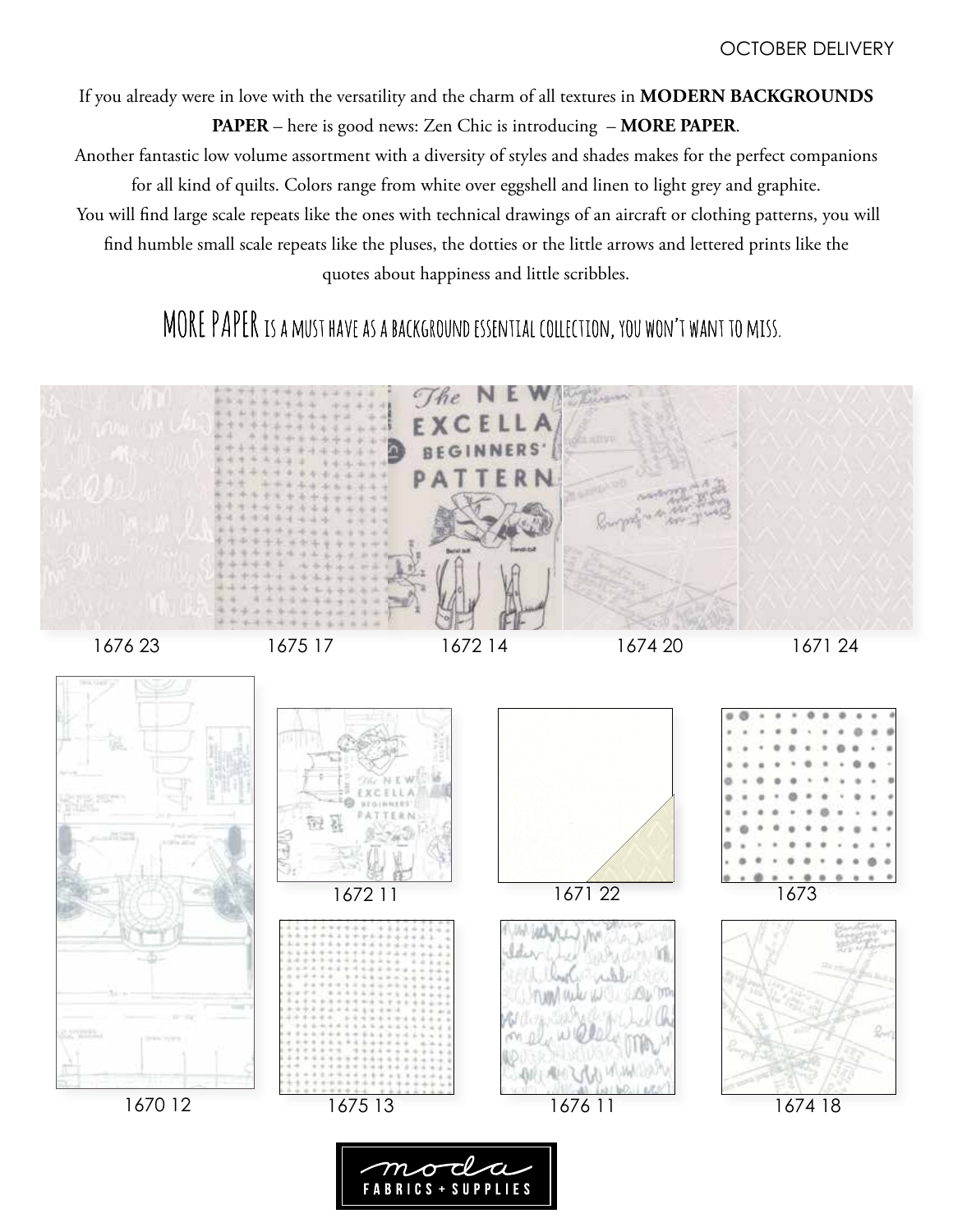OCTOBER DELIVERY

If you already were in love with the versatility and the charm of all textures in **MODERN BACKGROUNDS PAPER** – here is good news: Zen Chic is introducing – **MORE PAPER**.

Another fantastic low volume assortment with a diversity of styles and shades makes for the perfect companions for all kind of quilts. Colors range from white over eggshell and linen to light grey and graphite.

You will find large scale repeats like the ones with technical drawings of an aircraft or clothing patterns, you will find humble small scale repeats like the pluses, the dotties or the little arrows and lettered prints like the quotes about happiness and little scribbles.

## MORE PAPER is a must have as a background essential collection, you won't want to miss.

1676 23

1675 17

1672 14

1674 20

1671 24

1670 12

1672 11

1671 22

1673

1675 13

1676 11

1674 18

moda FABRICS + SUPPLIES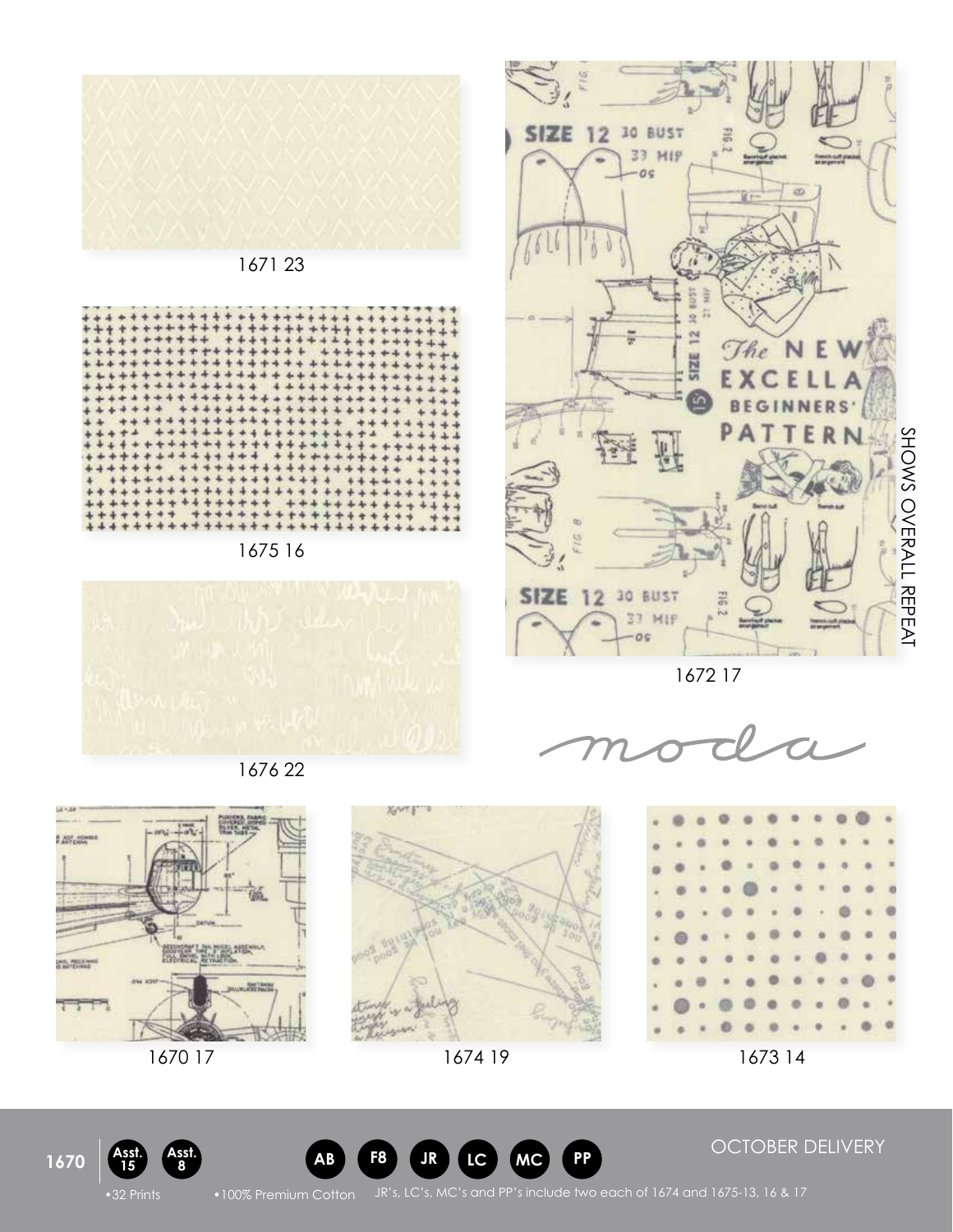1671 23

1675 16

1676 22

1672 17

SHOWS OVERALL REPEAT

moda

1670 17

1674 19

1673 14

1670 Asst. 15 Asst. 8 AB F8 JR LC MC PP

OCTOBER DELIVERY

•32 Prints •100% Premium Cotton JR's, LC's, MC's and PP's include two each of 1674 and 1675-13, 16 & 17